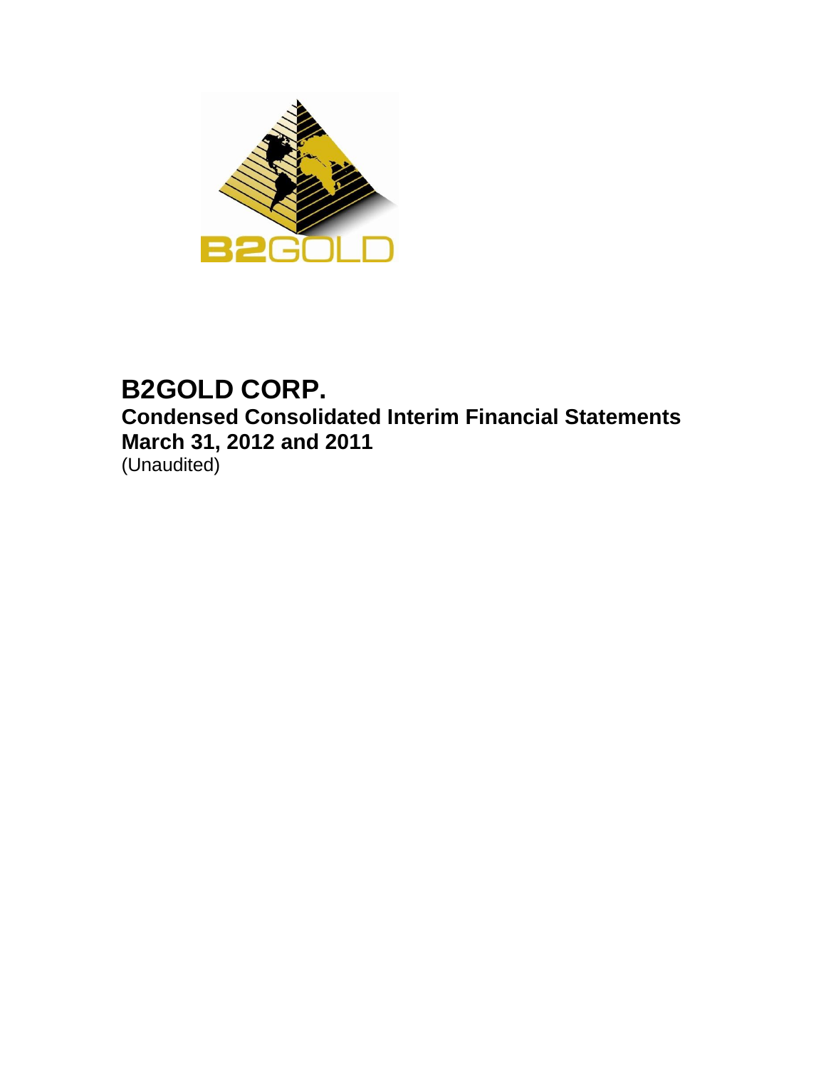# B2GOLD CORP.

## Condensed Consolidated Interim Financial Statements

## March 31, 2012 and 2011

(Unaudited)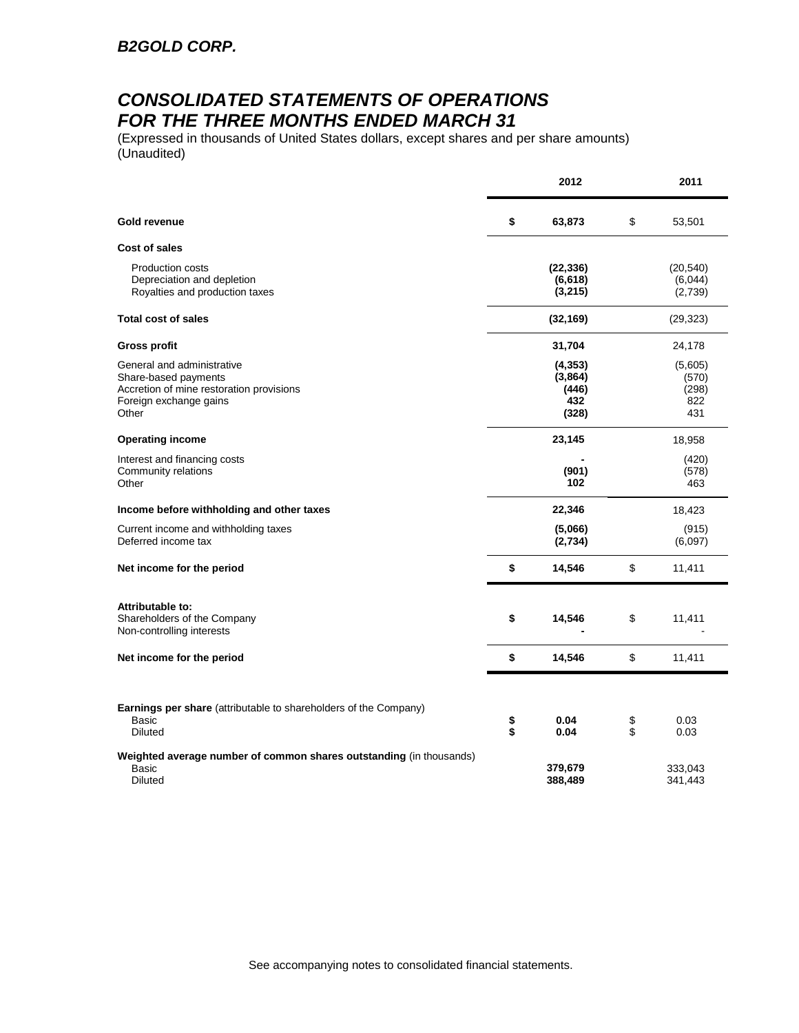# B2GOLD CORP.

## CONSOLIDATED STATEMENTS OF OPERATIONS FOR THE THREE MONTHS ENDED MARCH 31

(Expressed in thousands of United States dollars, except shares and per share amounts)
(Unaudited)

| | 2012 | 2011 |
|---|---|---|
| **Gold revenue** | **$ 63,873** | $ 53,501 |
| **Cost of sales** | | |
| Production costs | **(22,336)** | (20,540) |
| Depreciation and depletion | **(6,618)** | (6,044) |
| Royalties and production taxes | **(3,215)** | (2,739) |
| **Total cost of sales** | **(32,169)** | (29,323) |
| **Gross profit** | **31,704** | 24,178 |
| General and administrative | **(4,353)** | (5,605) |
| Share-based payments | **(3,864)** | (570) |
| Accretion of mine restoration provisions | **(446)** | (298) |
| Foreign exchange gains | **432** | 822 |
| Other | **(328)** | 431 |
| **Operating income** | **23,145** | 18,958 |
| Interest and financing costs | **-** | (420) |
| Community relations | **(901)** | (578) |
| Other | **102** | 463 |
| **Income before withholding and other taxes** | **22,346** | 18,423 |
| Current income and withholding taxes | **(5,066)** | (915) |
| Deferred income tax | **(2,734)** | (6,097) |
| **Net income for the period** | **$ 14,546** | $ 11,411 |
| **Attributable to:** | | |
| Shareholders of the Company | **$ 14,546** | $ 11,411 |
| Non-controlling interests | **-** | - |
| **Net income for the period** | **$ 14,546** | $ 11,411 |
| **Earnings per share** (attributable to shareholders of the Company) | | |
| Basic | **$ 0.04** | $ 0.03 |
| Diluted | **$ 0.04** | $ 0.03 |
| **Weighted average number of common shares outstanding** (in thousands) | | |
| Basic | **379,679** | 333,043 |
| Diluted | **388,489** | 341,443 |

See accompanying notes to consolidated financial statements.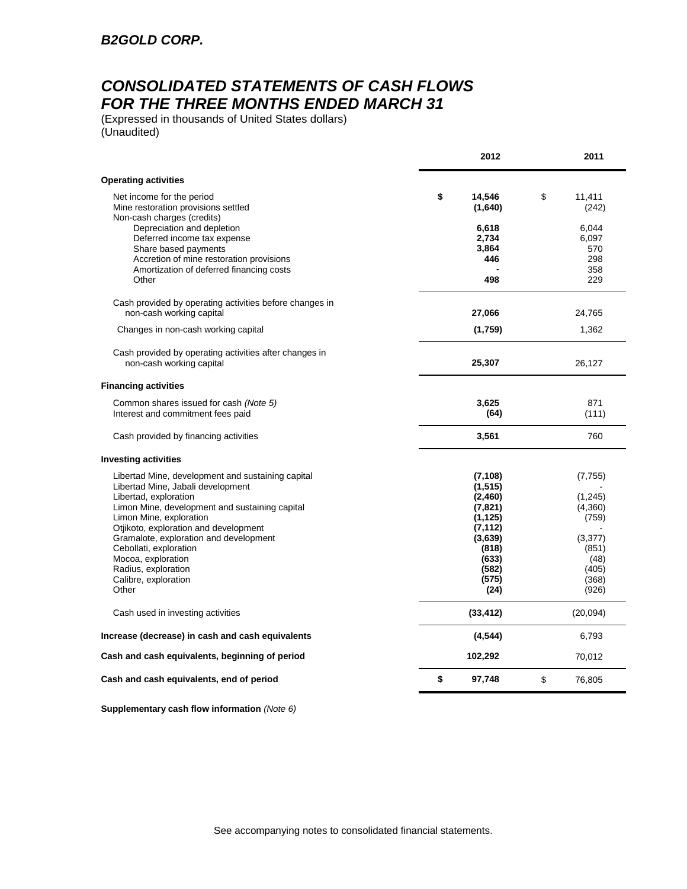***B2GOLD CORP.***

## *CONSOLIDATED STATEMENTS OF CASH FLOWS*
## *FOR THE THREE MONTHS ENDED MARCH 31*

(Expressed in thousands of United States dollars)
(Unaudited)

| | 2012 | 2011 |
|---|---|---|
| **Operating activities** | | |
| Net income for the period | **$ 14,546** | $ 11,411 |
| Mine restoration provisions settled | **(1,640)** | (242) |
| Non-cash charges (credits) | | |
| Depreciation and depletion | **6,618** | 6,044 |
| Deferred income tax expense | **2,734** | 6,097 |
| Share based payments | **3,864** | 570 |
| Accretion of mine restoration provisions | **446** | 298 |
| Amortization of deferred financing costs | **-** | 358 |
| Other | **498** | 229 |
| Cash provided by operating activities before changes in non-cash working capital | **27,066** | 24,765 |
| Changes in non-cash working capital | **(1,759)** | 1,362 |
| Cash provided by operating activities after changes in non-cash working capital | **25,307** | 26,127 |
| **Financing activities** | | |
| Common shares issued for cash *(Note 5)* | **3,625** | 871 |
| Interest and commitment fees paid | **(64)** | (111) |
| Cash provided by financing activities | **3,561** | 760 |
| **Investing activities** | | |
| Libertad Mine, development and sustaining capital | **(7,108)** | (7,755) |
| Libertad Mine, Jabali development | **(1,515)** | - |
| Libertad, exploration | **(2,460)** | (1,245) |
| Limon Mine, development and sustaining capital | **(7,821)** | (4,360) |
| Limon Mine, exploration | **(1,125)** | (759) |
| Otjikoto, exploration and development | **(7,112)** | - |
| Gramalote, exploration and development | **(3,639)** | (3,377) |
| Cebollati, exploration | **(818)** | (851) |
| Mocoa, exploration | **(633)** | (48) |
| Radius, exploration | **(582)** | (405) |
| Calibre, exploration | **(575)** | (368) |
| Other | **(24)** | (926) |
| Cash used in investing activities | **(33,412)** | (20,094) |
| **Increase (decrease) in cash and cash equivalents** | **(4,544)** | 6,793 |
| **Cash and cash equivalents, beginning of period** | **102,292** | 70,012 |
| **Cash and cash equivalents, end of period** | **$ 97,748** | $ 76,805 |

**Supplementary cash flow information** *(Note 6)*

See accompanying notes to consolidated financial statements.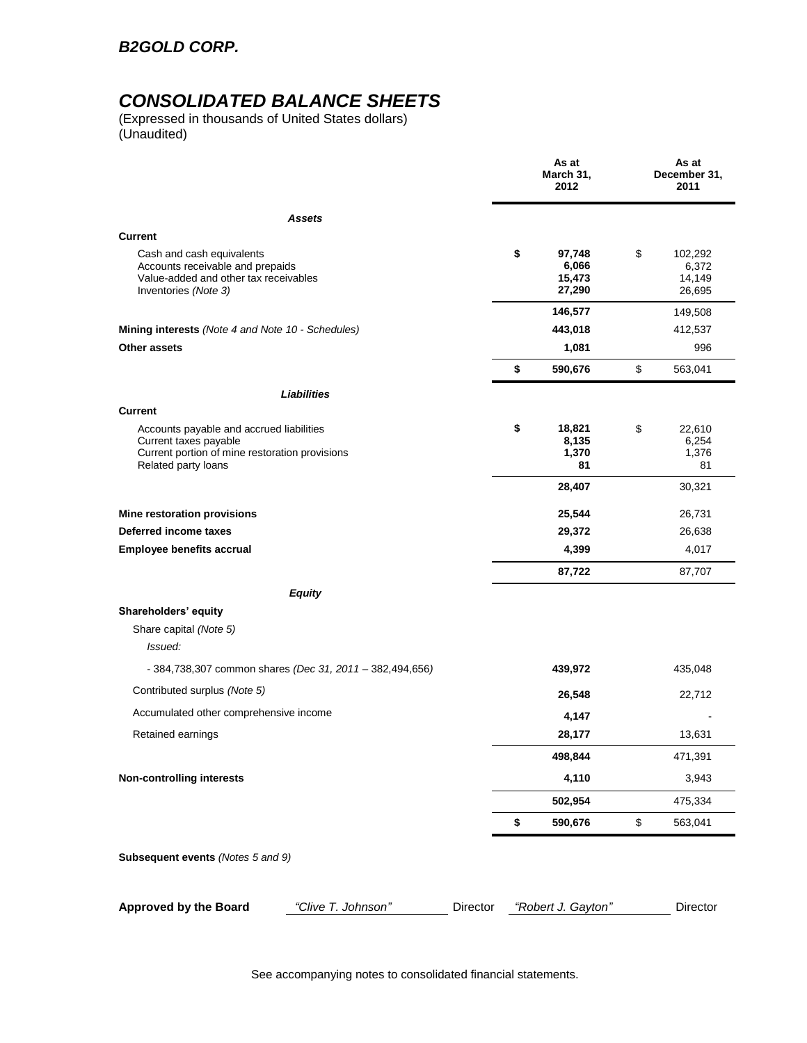# B2GOLD CORP.

# CONSOLIDATED BALANCE SHEETS

(Expressed in thousands of United States dollars)
(Unaudited)

| | As at March 31, 2012 | As at December 31, 2011 |
|---|---|---|
| ***Assets*** | | |
| **Current** | | |
| Cash and cash equivalents | **$ 97,748** | $ 102,292 |
| Accounts receivable and prepaids | **6,066** | 6,372 |
| Value-added and other tax receivables | **15,473** | 14,149 |
| Inventories *(Note 3)* | **27,290** | 26,695 |
| | **146,577** | 149,508 |
| **Mining interests** *(Note 4 and Note 10 - Schedules)* | **443,018** | 412,537 |
| **Other assets** | **1,081** | 996 |
| | **$ 590,676** | $ 563,041 |
| ***Liabilities*** | | |
| **Current** | | |
| Accounts payable and accrued liabilities | **$ 18,821** | $ 22,610 |
| Current taxes payable | **8,135** | 6,254 |
| Current portion of mine restoration provisions | **1,370** | 1,376 |
| Related party loans | **81** | 81 |
| | **28,407** | 30,321 |
| **Mine restoration provisions** | **25,544** | 26,731 |
| **Deferred income taxes** | **29,372** | 26,638 |
| **Employee benefits accrual** | **4,399** | 4,017 |
| | **87,722** | 87,707 |
| ***Equity*** | | |
| **Shareholders' equity** | | |
| Share capital *(Note 5)* | | |
| *Issued:* | | |
| - 384,738,307 common shares *(Dec 31, 2011 – 382,494,656)* | **439,972** | 435,048 |
| Contributed surplus *(Note 5)* | **26,548** | 22,712 |
| Accumulated other comprehensive income | **4,147** | - |
| Retained earnings | **28,177** | 13,631 |
| | **498,844** | 471,391 |
| **Non-controlling interests** | **4,110** | 3,943 |
| | **502,954** | 475,334 |
| | **$ 590,676** | $ 563,041 |

**Subsequent events** *(Notes 5 and 9)*

**Approved by the Board** *"Clive T. Johnson"* Director *"Robert J. Gayton"* Director

See accompanying notes to consolidated financial statements.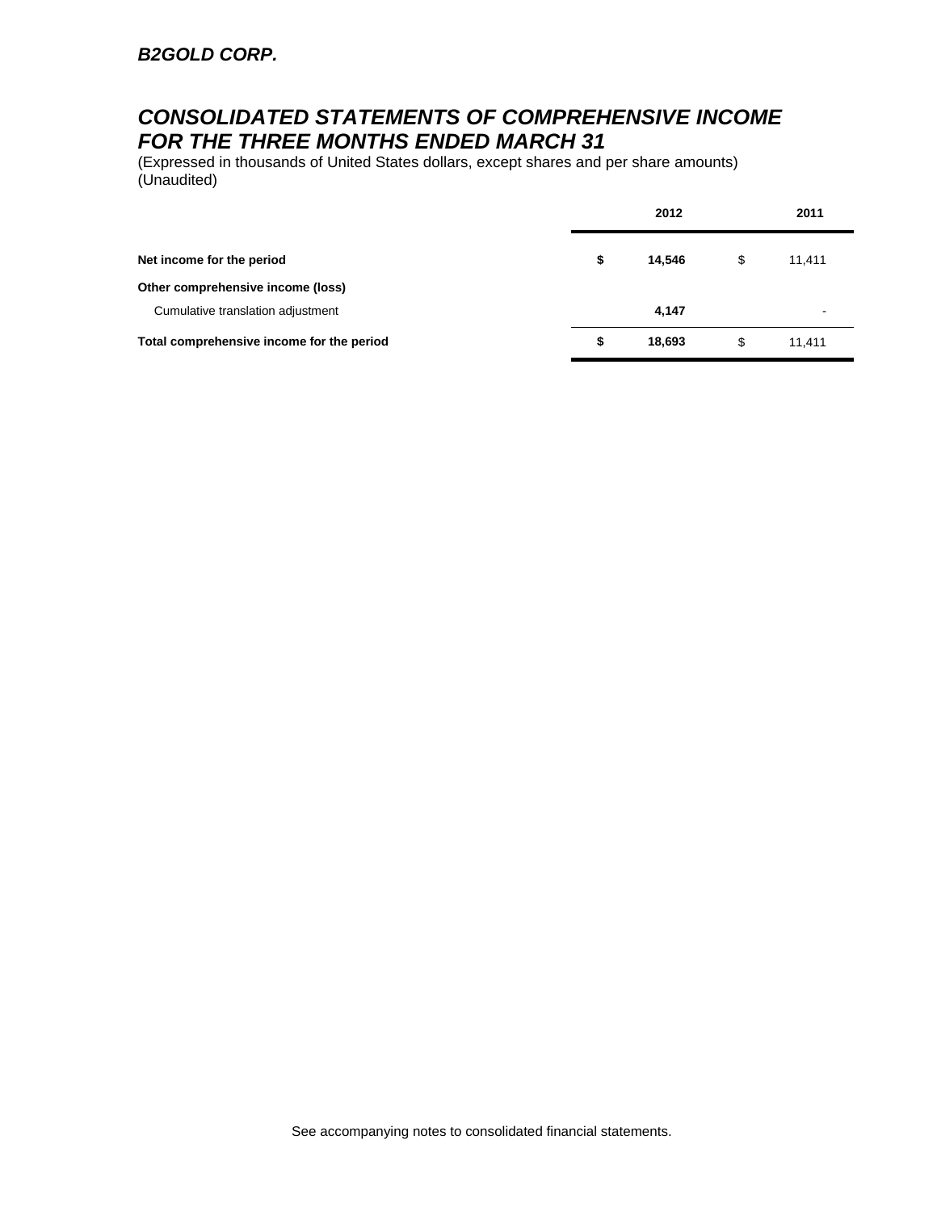***B2GOLD CORP.***

# ***CONSOLIDATED STATEMENTS OF COMPREHENSIVE INCOME FOR THE THREE MONTHS ENDED MARCH 31***

(Expressed in thousands of United States dollars, except shares and per share amounts)
(Unaudited)

| | **2012** | 2011 |
|---|---|---|
| **Net income for the period** | **$ 14,546** | $ 11,411 |
| **Other comprehensive income (loss)** | | |
| Cumulative translation adjustment | **4,147** | - |
| **Total comprehensive income for the period** | **$ 18,693** | $ 11,411 |

See accompanying notes to consolidated financial statements.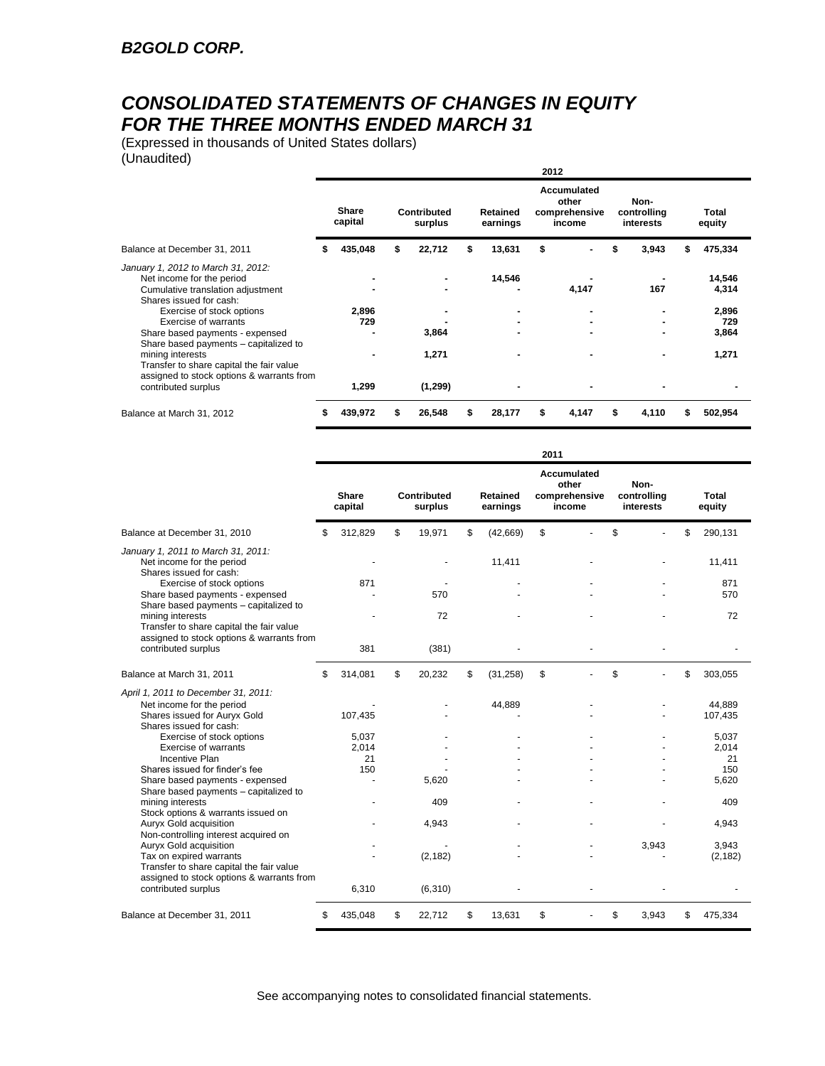# B2GOLD CORP.

# CONSOLIDATED STATEMENTS OF CHANGES IN EQUITY FOR THE THREE MONTHS ENDED MARCH 31

(Expressed in thousands of United States dollars)
(Unaudited)

**2012**

| | Share capital | Contributed surplus | Retained earnings | Accumulated other comprehensive income | Non-controlling interests | Total equity |
|---|---|---|---|---|---|---|
| Balance at December 31, 2011 | **$ 435,048** | **$ 22,712** | **$ 13,631** | **$ -** | **$ 3,943** | **$ 475,334** |
| *January 1, 2012 to March 31, 2012:* | | | | | | |
| Net income for the period | **-** | **-** | **14,546** | **-** | **-** | **14,546** |
| Cumulative translation adjustment | **-** | **-** | **-** | **4,147** | **167** | **4,314** |
| Shares issued for cash: | | | | | | |
| Exercise of stock options | **2,896** | **-** | **-** | **-** | **-** | **2,896** |
| Exercise of warrants | **729** | **-** | **-** | **-** | **-** | **729** |
| Share based payments - expensed | **-** | **3,864** | **-** | **-** | **-** | **3,864** |
| Share based payments – capitalized to mining interests | **-** | **1,271** | **-** | **-** | **-** | **1,271** |
| Transfer to share capital the fair value assigned to stock options & warrants from contributed surplus | **1,299** | **(1,299)** | **-** | **-** | **-** | **-** |
| Balance at March 31, 2012 | **$ 439,972** | **$ 26,548** | **$ 28,177** | **$ 4,147** | **$ 4,110** | **$ 502,954** |

**2011**

| | Share capital | Contributed surplus | Retained earnings | Accumulated other comprehensive income | Non-controlling interests | Total equity |
|---|---|---|---|---|---|---|
| Balance at December 31, 2010 | $ 312,829 | $ 19,971 | $ (42,669) | $ - | $ - | $ 290,131 |
| *January 1, 2011 to March 31, 2011:* | | | | | | |
| Net income for the period | - | - | 11,411 | - | - | 11,411 |
| Shares issued for cash: | | | | | | |
| Exercise of stock options | 871 | - | - | - | - | 871 |
| Share based payments - expensed | - | 570 | - | - | - | 570 |
| Share based payments – capitalized to mining interests | - | 72 | - | - | - | 72 |
| Transfer to share capital the fair value assigned to stock options & warrants from contributed surplus | 381 | (381) | - | - | - | - |
| Balance at March 31, 2011 | $ 314,081 | $ 20,232 | $ (31,258) | $ - | $ - | $ 303,055 |
| *April 1, 2011 to December 31, 2011:* | | | | | | |
| Net income for the period | - | - | 44,889 | - | - | 44,889 |
| Shares issued for Auryx Gold | 107,435 | - | - | - | - | 107,435 |
| Shares issued for cash: | | | | | | |
| Exercise of stock options | 5,037 | - | - | - | - | 5,037 |
| Exercise of warrants | 2,014 | - | - | - | - | 2,014 |
| Incentive Plan | 21 | - | - | - | - | 21 |
| Shares issued for finder's fee | 150 | - | - | - | - | 150 |
| Share based payments - expensed | - | 5,620 | - | - | - | 5,620 |
| Share based payments – capitalized to mining interests | - | 409 | - | - | - | 409 |
| Stock options & warrants issued on Auryx Gold acquisition | - | 4,943 | - | - | - | 4,943 |
| Non-controlling interest acquired on Auryx Gold acquisition | - | - | - | - | 3,943 | 3,943 |
| Tax on expired warrants | - | (2,182) | - | - | - | (2,182) |
| Transfer to share capital the fair value assigned to stock options & warrants from contributed surplus | 6,310 | (6,310) | - | - | - | - |
| Balance at December 31, 2011 | $ 435,048 | $ 22,712 | $ 13,631 | $ - | $ 3,943 | $ 475,334 |

See accompanying notes to consolidated financial statements.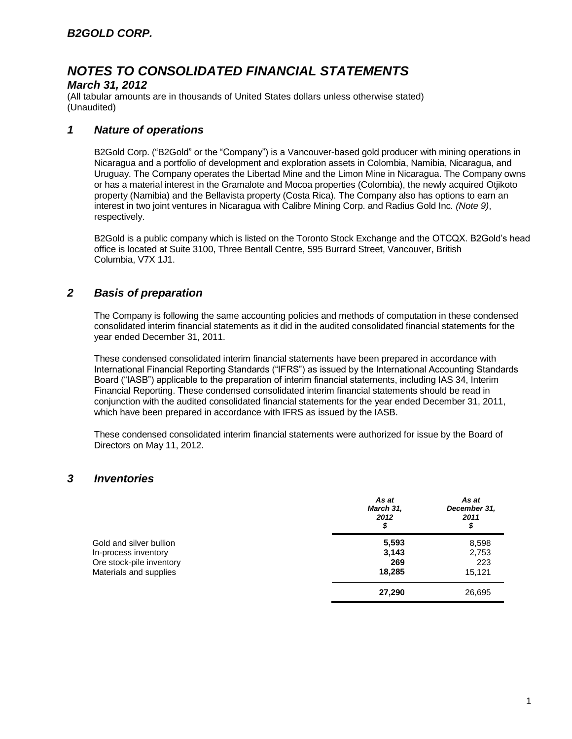# B2GOLD CORP.

# NOTES TO CONSOLIDATED FINANCIAL STATEMENTS

## March 31, 2012

(All tabular amounts are in thousands of United States dollars unless otherwise stated)
(Unaudited)

## 1 Nature of operations

B2Gold Corp. ("B2Gold" or the "Company") is a Vancouver-based gold producer with mining operations in Nicaragua and a portfolio of development and exploration assets in Colombia, Namibia, Nicaragua, and Uruguay. The Company operates the Libertad Mine and the Limon Mine in Nicaragua. The Company owns or has a material interest in the Gramalote and Mocoa properties (Colombia), the newly acquired Otjikoto property (Namibia) and the Bellavista property (Costa Rica). The Company also has options to earn an interest in two joint ventures in Nicaragua with Calibre Mining Corp. and Radius Gold Inc. *(Note 9)*, respectively.

B2Gold is a public company which is listed on the Toronto Stock Exchange and the OTCQX. B2Gold's head office is located at Suite 3100, Three Bentall Centre, 595 Burrard Street, Vancouver, British Columbia, V7X 1J1.

## 2 Basis of preparation

The Company is following the same accounting policies and methods of computation in these condensed consolidated interim financial statements as it did in the audited consolidated financial statements for the year ended December 31, 2011.

These condensed consolidated interim financial statements have been prepared in accordance with International Financial Reporting Standards ("IFRS") as issued by the International Accounting Standards Board ("IASB") applicable to the preparation of interim financial statements, including IAS 34, Interim Financial Reporting. These condensed consolidated interim financial statements should be read in conjunction with the audited consolidated financial statements for the year ended December 31, 2011, which have been prepared in accordance with IFRS as issued by the IASB.

These condensed consolidated interim financial statements were authorized for issue by the Board of Directors on May 11, 2012.

## 3 Inventories

| | *As at March 31, 2012 $* | *As at December 31, 2011 $* |
|---|---|---|
| Gold and silver bullion | **5,593** | 8,598 |
| In-process inventory | **3,143** | 2,753 |
| Ore stock-pile inventory | **269** | 223 |
| Materials and supplies | **18,285** | 15,121 |
| | **27,290** | 26,695 |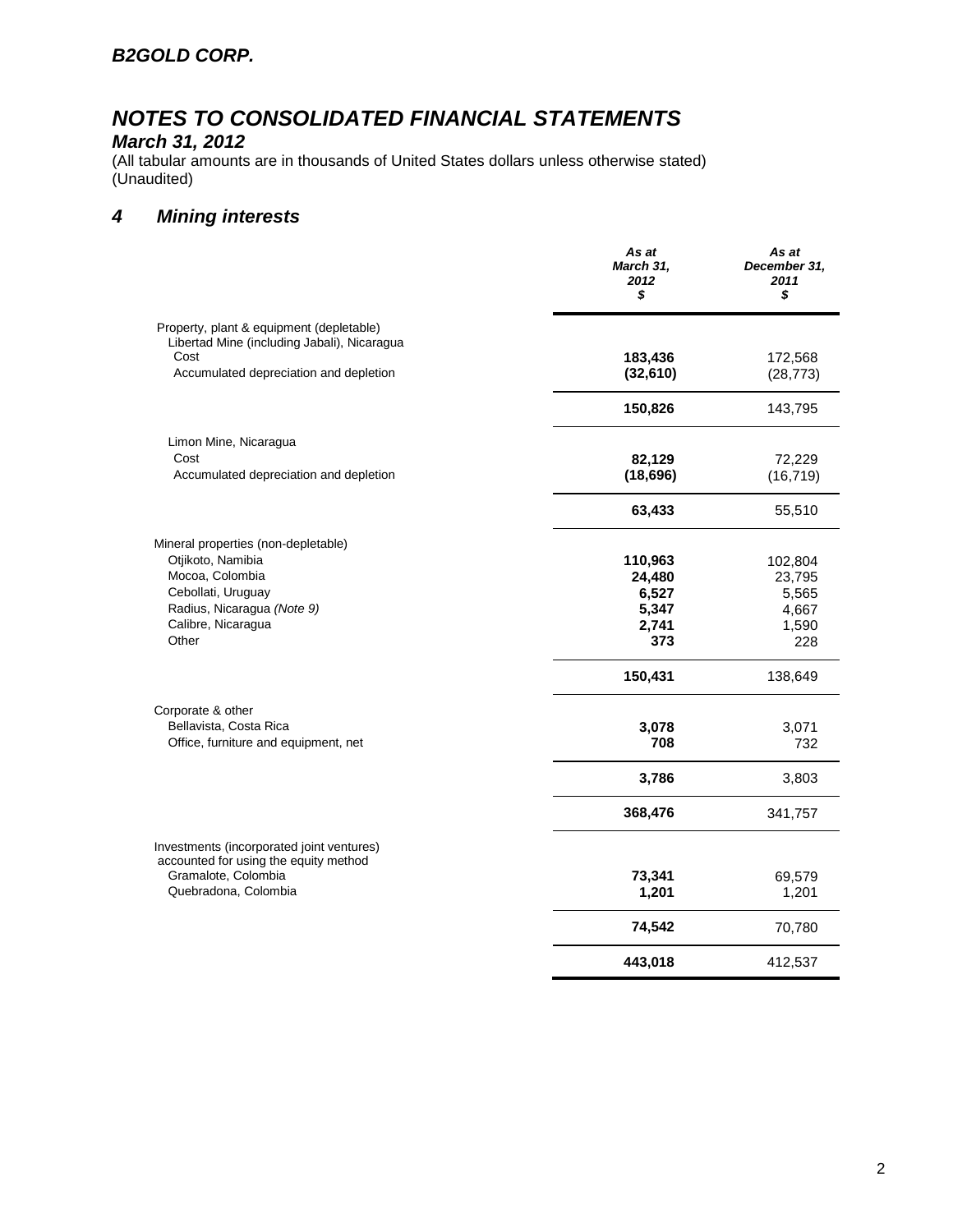## NOTES TO CONSOLIDATED FINANCIAL STATEMENTS

### March 31, 2012

(All tabular amounts are in thousands of United States dollars unless otherwise stated)
(Unaudited)

### 4 Mining interests

| | As at March 31, 2012 $ | As at December 31, 2011 $ |
|---|---|---|
| Property, plant & equipment (depletable) | | |
| Libertad Mine (including Jabali), Nicaragua | | |
| Cost | **183,436** | 172,568 |
| Accumulated depreciation and depletion | **(32,610)** | (28,773) |
| | **150,826** | 143,795 |
| Limon Mine, Nicaragua | | |
| Cost | **82,129** | 72,229 |
| Accumulated depreciation and depletion | **(18,696)** | (16,719) |
| | **63,433** | 55,510 |
| Mineral properties (non-depletable) | | |
| Otjikoto, Namibia | **110,963** | 102,804 |
| Mocoa, Colombia | **24,480** | 23,795 |
| Cebollati, Uruguay | **6,527** | 5,565 |
| Radius, Nicaragua *(Note 9)* | **5,347** | 4,667 |
| Calibre, Nicaragua | **2,741** | 1,590 |
| Other | **373** | 228 |
| | **150,431** | 138,649 |
| Corporate & other | | |
| Bellavista, Costa Rica | **3,078** | 3,071 |
| Office, furniture and equipment, net | **708** | 732 |
| | **3,786** | 3,803 |
| | **368,476** | 341,757 |
| Investments (incorporated joint ventures) accounted for using the equity method | | |
| Gramalote, Colombia | **73,341** | 69,579 |
| Quebradona, Colombia | **1,201** | 1,201 |
| | **74,542** | 70,780 |
| | **443,018** | 412,537 |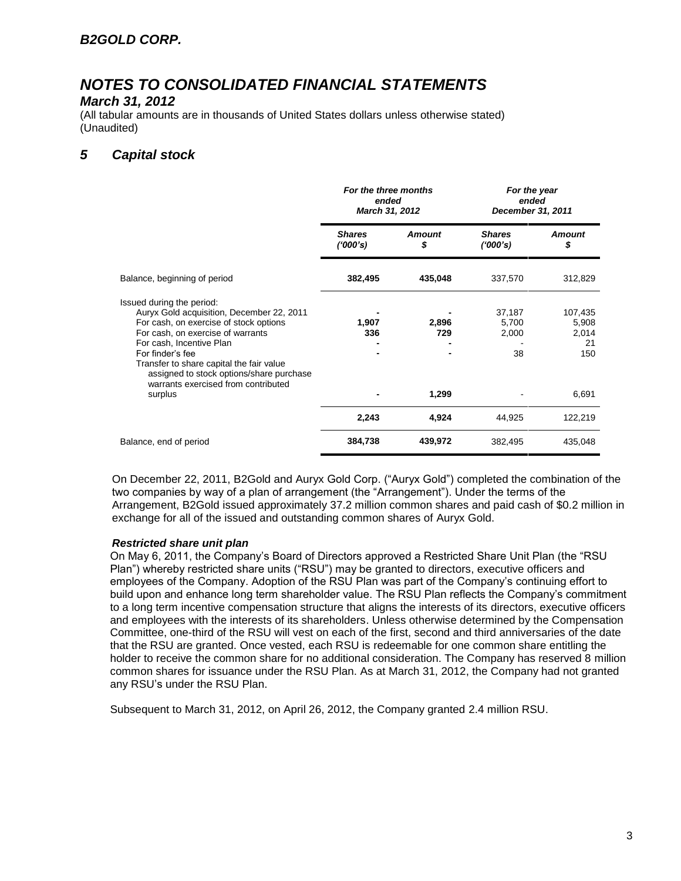*B2GOLD CORP.*

# *NOTES TO CONSOLIDATED FINANCIAL STATEMENTS*

### *March 31, 2012*

(All tabular amounts are in thousands of United States dollars unless otherwise stated)
(Unaudited)

## *5 Capital stock*

| | *For the three months ended March 31, 2012* | | *For the year ended December 31, 2011* | |
|---|---|---|---|---|
| | *Shares ('000's)* | *Amount $* | *Shares ('000's)* | *Amount $* |
| Balance, beginning of period | **382,495** | **435,048** | 337,570 | 312,829 |
| Issued during the period: | | | | |
| Auryx Gold acquisition, December 22, 2011 | **-** | **-** | 37,187 | 107,435 |
| For cash, on exercise of stock options | **1,907** | **2,896** | 5,700 | 5,908 |
| For cash, on exercise of warrants | **336** | **729** | 2,000 | 2,014 |
| For cash, Incentive Plan | **-** | **-** | - | 21 |
| For finder's fee | **-** | **-** | 38 | 150 |
| Transfer to share capital the fair value assigned to stock options/share purchase warrants exercised from contributed surplus | **-** | **1,299** | - | 6,691 |
| | **2,243** | **4,924** | 44,925 | 122,219 |
| Balance, end of period | **384,738** | **439,972** | 382,495 | 435,048 |

On December 22, 2011, B2Gold and Auryx Gold Corp. ("Auryx Gold") completed the combination of the two companies by way of a plan of arrangement (the "Arrangement"). Under the terms of the Arrangement, B2Gold issued approximately 37.2 million common shares and paid cash of $0.2 million in exchange for all of the issued and outstanding common shares of Auryx Gold.

***Restricted share unit plan***

On May 6, 2011, the Company's Board of Directors approved a Restricted Share Unit Plan (the "RSU Plan") whereby restricted share units ("RSU") may be granted to directors, executive officers and employees of the Company. Adoption of the RSU Plan was part of the Company's continuing effort to build upon and enhance long term shareholder value. The RSU Plan reflects the Company's commitment to a long term incentive compensation structure that aligns the interests of its directors, executive officers and employees with the interests of its shareholders. Unless otherwise determined by the Compensation Committee, one-third of the RSU will vest on each of the first, second and third anniversaries of the date that the RSU are granted. Once vested, each RSU is redeemable for one common share entitling the holder to receive the common share for no additional consideration. The Company has reserved 8 million common shares for issuance under the RSU Plan. As at March 31, 2012, the Company had not granted any RSU's under the RSU Plan.

Subsequent to March 31, 2012, on April 26, 2012, the Company granted 2.4 million RSU.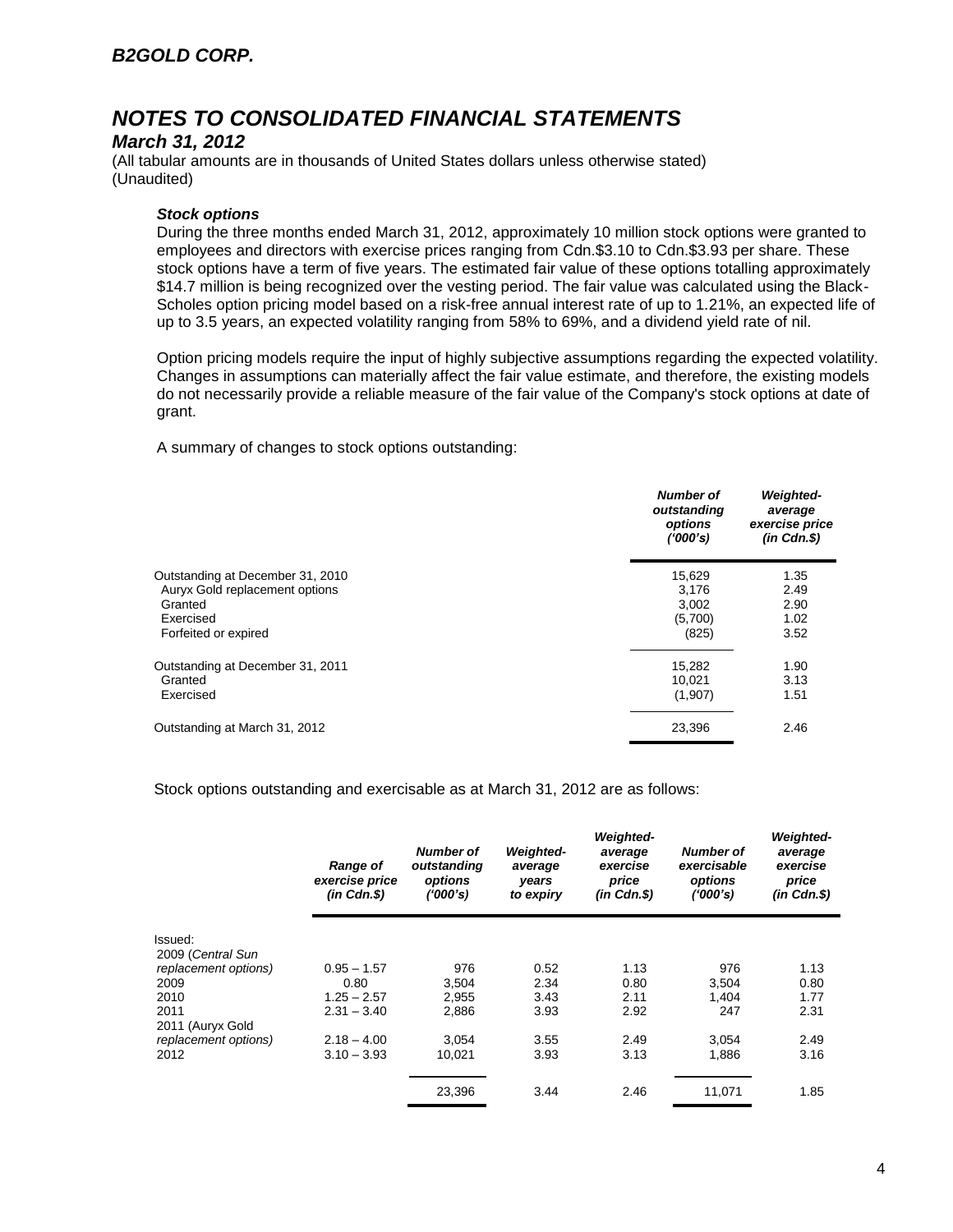## NOTES TO CONSOLIDATED FINANCIAL STATEMENTS

### March 31, 2012

(All tabular amounts are in thousands of United States dollars unless otherwise stated)
(Unaudited)

#### *Stock options*

During the three months ended March 31, 2012, approximately 10 million stock options were granted to employees and directors with exercise prices ranging from Cdn.$3.10 to Cdn.$3.93 per share. These stock options have a term of five years. The estimated fair value of these options totalling approximately $14.7 million is being recognized over the vesting period. The fair value was calculated using the Black-Scholes option pricing model based on a risk-free annual interest rate of up to 1.21%, an expected life of up to 3.5 years, an expected volatility ranging from 58% to 69%, and a dividend yield rate of nil.

Option pricing models require the input of highly subjective assumptions regarding the expected volatility. Changes in assumptions can materially affect the fair value estimate, and therefore, the existing models do not necessarily provide a reliable measure of the fair value of the Company's stock options at date of grant.

A summary of changes to stock options outstanding:

| | *Number of outstanding options ('000's)* | *Weighted-average exercise price (in Cdn.$)* |
|---|---|---|
| Outstanding at December 31, 2010 | 15,629 | 1.35 |
| Auryx Gold replacement options | 3,176 | 2.49 |
| Granted | 3,002 | 2.90 |
| Exercised | (5,700) | 1.02 |
| Forfeited or expired | (825) | 3.52 |
| Outstanding at December 31, 2011 | 15,282 | 1.90 |
| Granted | 10,021 | 3.13 |
| Exercised | (1,907) | 1.51 |
| Outstanding at March 31, 2012 | 23,396 | 2.46 |

Stock options outstanding and exercisable as at March 31, 2012 are as follows:

| | *Range of exercise price (in Cdn.$)* | *Number of outstanding options ('000's)* | *Weighted-average years to expiry* | *Weighted-average exercise price (in Cdn.$)* | *Number of exercisable options ('000's)* | *Weighted-average exercise price (in Cdn.$)* |
|---|---|---|---|---|---|---|
| Issued: | | | | | | |
| 2009 (*Central Sun replacement options)* | 0.95 – 1.57 | 976 | 0.52 | 1.13 | 976 | 1.13 |
| 2009 | 0.80 | 3,504 | 2.34 | 0.80 | 3,504 | 0.80 |
| 2010 | 1.25 – 2.57 | 2,955 | 3.43 | 2.11 | 1,404 | 1.77 |
| 2011 | 2.31 – 3.40 | 2,886 | 3.93 | 2.92 | 247 | 2.31 |
| 2011 (Auryx Gold *replacement options)* | 2.18 – 4.00 | 3,054 | 3.55 | 2.49 | 3,054 | 2.49 |
| 2012 | 3.10 – 3.93 | 10,021 | 3.93 | 3.13 | 1,886 | 3.16 |
| | | 23,396 | 3.44 | 2.46 | 11,071 | 1.85 |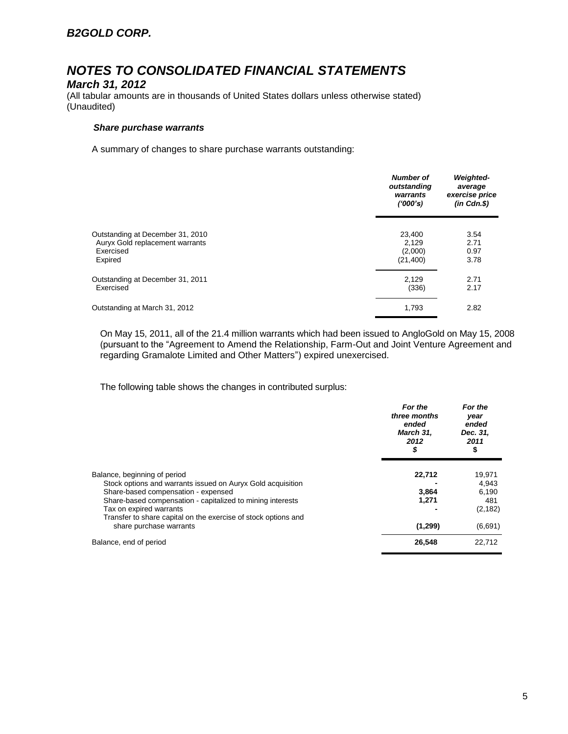# B2GOLD CORP.

## NOTES TO CONSOLIDATED FINANCIAL STATEMENTS

### March 31, 2012

(All tabular amounts are in thousands of United States dollars unless otherwise stated)
(Unaudited)

#### *Share purchase warrants*

A summary of changes to share purchase warrants outstanding:

| | *Number of outstanding warrants ('000's)* | *Weighted-average exercise price (in Cdn.$)* |
|---|---|---|
| Outstanding at December 31, 2010 | 23,400 | 3.54 |
| Auryx Gold replacement warrants | 2,129 | 2.71 |
| Exercised | (2,000) | 0.97 |
| Expired | (21,400) | 3.78 |
| Outstanding at December 31, 2011 | 2,129 | 2.71 |
| Exercised | (336) | 2.17 |
| Outstanding at March 31, 2012 | 1,793 | 2.82 |

On May 15, 2011, all of the 21.4 million warrants which had been issued to AngloGold on May 15, 2008 (pursuant to the "Agreement to Amend the Relationship, Farm-Out and Joint Venture Agreement and regarding Gramalote Limited and Other Matters") expired unexercised.

The following table shows the changes in contributed surplus:

| | *For the three months ended March 31, 2012 $* | *For the year ended Dec. 31, 2011 $* |
|---|---|---|
| Balance, beginning of period | **22,712** | 19,971 |
| Stock options and warrants issued on Auryx Gold acquisition | **-** | 4,943 |
| Share-based compensation - expensed | **3,864** | 6,190 |
| Share-based compensation - capitalized to mining interests | **1,271** | 481 |
| Tax on expired warrants | **-** | (2,182) |
| Transfer to share capital on the exercise of stock options and share purchase warrants | **(1,299)** | (6,691) |
| Balance, end of period | **26,548** | 22,712 |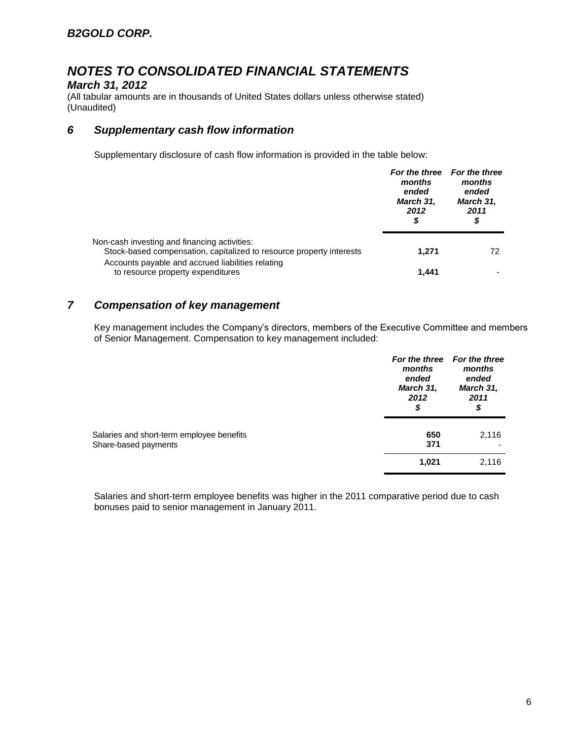*B2GOLD CORP.*

# *NOTES TO CONSOLIDATED FINANCIAL STATEMENTS*

***March 31, 2012***

(All tabular amounts are in thousands of United States dollars unless otherwise stated)
(Unaudited)

## *6 Supplementary cash flow information*

Supplementary disclosure of cash flow information is provided in the table below:

| | *For the three months ended March 31, 2012 $* | *For the three months ended March 31, 2011 $* |
|---|---|---|
| Non-cash investing and financing activities: | | |
| Stock-based compensation, capitalized to resource property interests | **1,271** | 72 |
| Accounts payable and accrued liabilities relating to resource property expenditures | **1,441** | - |

## *7 Compensation of key management*

Key management includes the Company's directors, members of the Executive Committee and members of Senior Management. Compensation to key management included:

| | *For the three months ended March 31, 2012 $* | *For the three months ended March 31, 2011 $* |
|---|---|---|
| Salaries and short-term employee benefits | **650** | 2,116 |
| Share-based payments | **371** | - |
| | **1,021** | 2,116 |

Salaries and short-term employee benefits was higher in the 2011 comparative period due to cash bonuses paid to senior management in January 2011.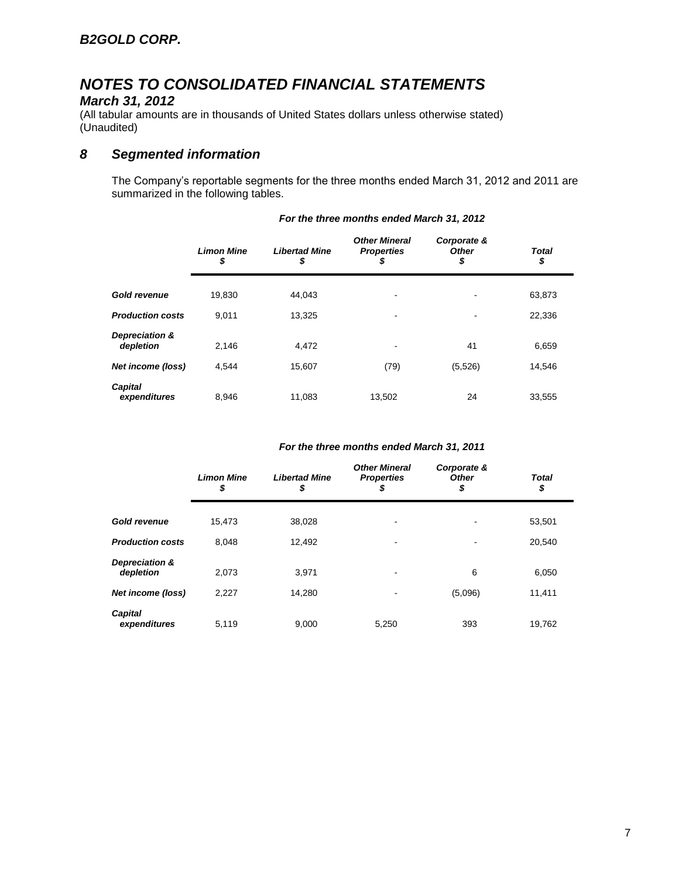*B2GOLD CORP.*

# *NOTES TO CONSOLIDATED FINANCIAL STATEMENTS*

### *March 31, 2012*

(All tabular amounts are in thousands of United States dollars unless otherwise stated)
(Unaudited)

## *8 Segmented information*

The Company's reportable segments for the three months ended March 31, 2012 and 2011 are summarized in the following tables.

*For the three months ended March 31, 2012*

| | *Limon Mine* $ | *Libertad Mine* $ | *Other Mineral Properties* $ | *Corporate & Other* $ | *Total* $ |
|---|---|---|---|---|---|
| ***Gold revenue*** | 19,830 | 44,043 | - | - | 63,873 |
| ***Production costs*** | 9,011 | 13,325 | - | - | 22,336 |
| ***Depreciation & depletion*** | 2,146 | 4,472 | - | 41 | 6,659 |
| ***Net income (loss)*** | 4,544 | 15,607 | (79) | (5,526) | 14,546 |
| ***Capital expenditures*** | 8,946 | 11,083 | 13,502 | 24 | 33,555 |

*For the three months ended March 31, 2011*

| | *Limon Mine* $ | *Libertad Mine* $ | *Other Mineral Properties* $ | *Corporate & Other* $ | *Total* $ |
|---|---|---|---|---|---|
| ***Gold revenue*** | 15,473 | 38,028 | - | - | 53,501 |
| ***Production costs*** | 8,048 | 12,492 | - | - | 20,540 |
| ***Depreciation & depletion*** | 2,073 | 3,971 | - | 6 | 6,050 |
| ***Net income (loss)*** | 2,227 | 14,280 | - | (5,096) | 11,411 |
| ***Capital expenditures*** | 5,119 | 9,000 | 5,250 | 393 | 19,762 |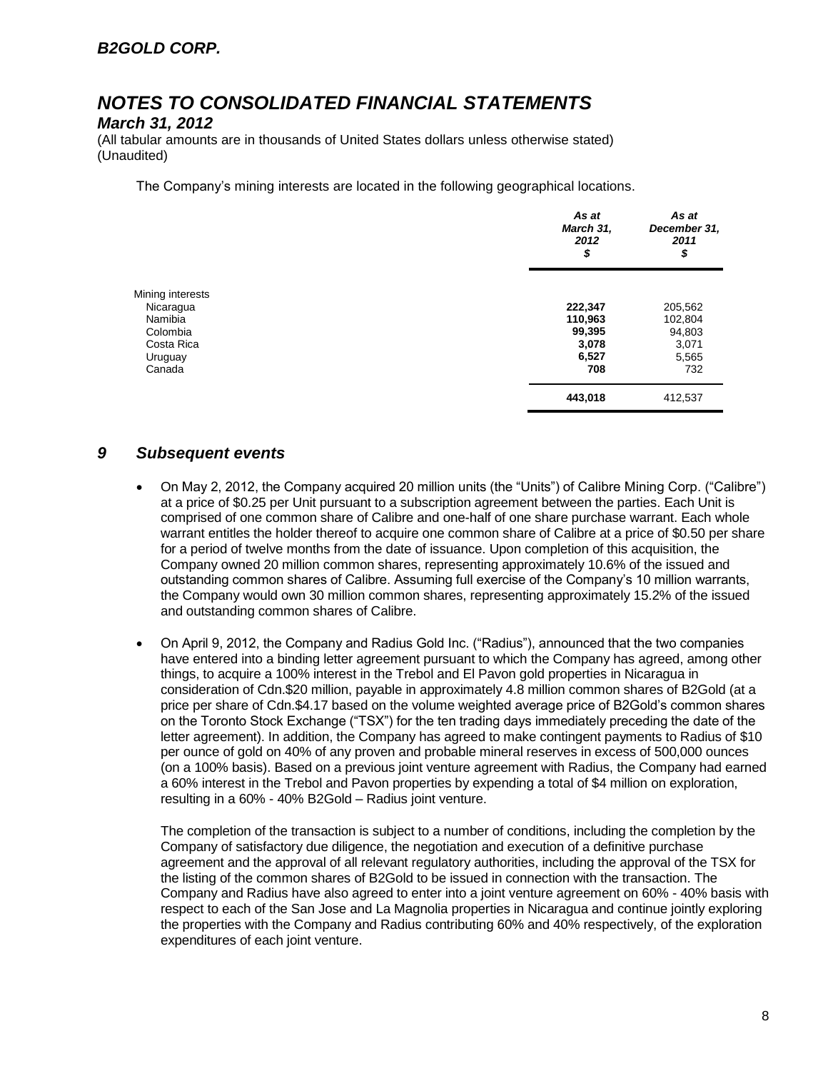# NOTES TO CONSOLIDATED FINANCIAL STATEMENTS

## March 31, 2012

(All tabular amounts are in thousands of United States dollars unless otherwise stated)
(Unaudited)

The Company's mining interests are located in the following geographical locations.

| | As at March 31, 2012 $ | As at December 31, 2011 $ |
|---|---|---|
| Mining interests | | |
| Nicaragua | **222,347** | 205,562 |
| Namibia | **110,963** | 102,804 |
| Colombia | **99,395** | 94,803 |
| Costa Rica | **3,078** | 3,071 |
| Uruguay | **6,527** | 5,565 |
| Canada | **708** | 732 |
| | **443,018** | 412,537 |

## 9 Subsequent events

- On May 2, 2012, the Company acquired 20 million units (the "Units") of Calibre Mining Corp. ("Calibre") at a price of $0.25 per Unit pursuant to a subscription agreement between the parties. Each Unit is comprised of one common share of Calibre and one-half of one share purchase warrant. Each whole warrant entitles the holder thereof to acquire one common share of Calibre at a price of $0.50 per share for a period of twelve months from the date of issuance. Upon completion of this acquisition, the Company owned 20 million common shares, representing approximately 10.6% of the issued and outstanding common shares of Calibre. Assuming full exercise of the Company's 10 million warrants, the Company would own 30 million common shares, representing approximately 15.2% of the issued and outstanding common shares of Calibre.

- On April 9, 2012, the Company and Radius Gold Inc. ("Radius"), announced that the two companies have entered into a binding letter agreement pursuant to which the Company has agreed, among other things, to acquire a 100% interest in the Trebol and El Pavon gold properties in Nicaragua in consideration of Cdn.$20 million, payable in approximately 4.8 million common shares of B2Gold (at a price per share of Cdn.$4.17 based on the volume weighted average price of B2Gold's common shares on the Toronto Stock Exchange ("TSX") for the ten trading days immediately preceding the date of the letter agreement). In addition, the Company has agreed to make contingent payments to Radius of $10 per ounce of gold on 40% of any proven and probable mineral reserves in excess of 500,000 ounces (on a 100% basis). Based on a previous joint venture agreement with Radius, the Company had earned a 60% interest in the Trebol and Pavon properties by expending a total of $4 million on exploration, resulting in a 60% - 40% B2Gold – Radius joint venture.

  The completion of the transaction is subject to a number of conditions, including the completion by the Company of satisfactory due diligence, the negotiation and execution of a definitive purchase agreement and the approval of all relevant regulatory authorities, including the approval of the TSX for the listing of the common shares of B2Gold to be issued in connection with the transaction. The Company and Radius have also agreed to enter into a joint venture agreement on 60% - 40% basis with respect to each of the San Jose and La Magnolia properties in Nicaragua and continue jointly exploring the properties with the Company and Radius contributing 60% and 40% respectively, of the exploration expenditures of each joint venture.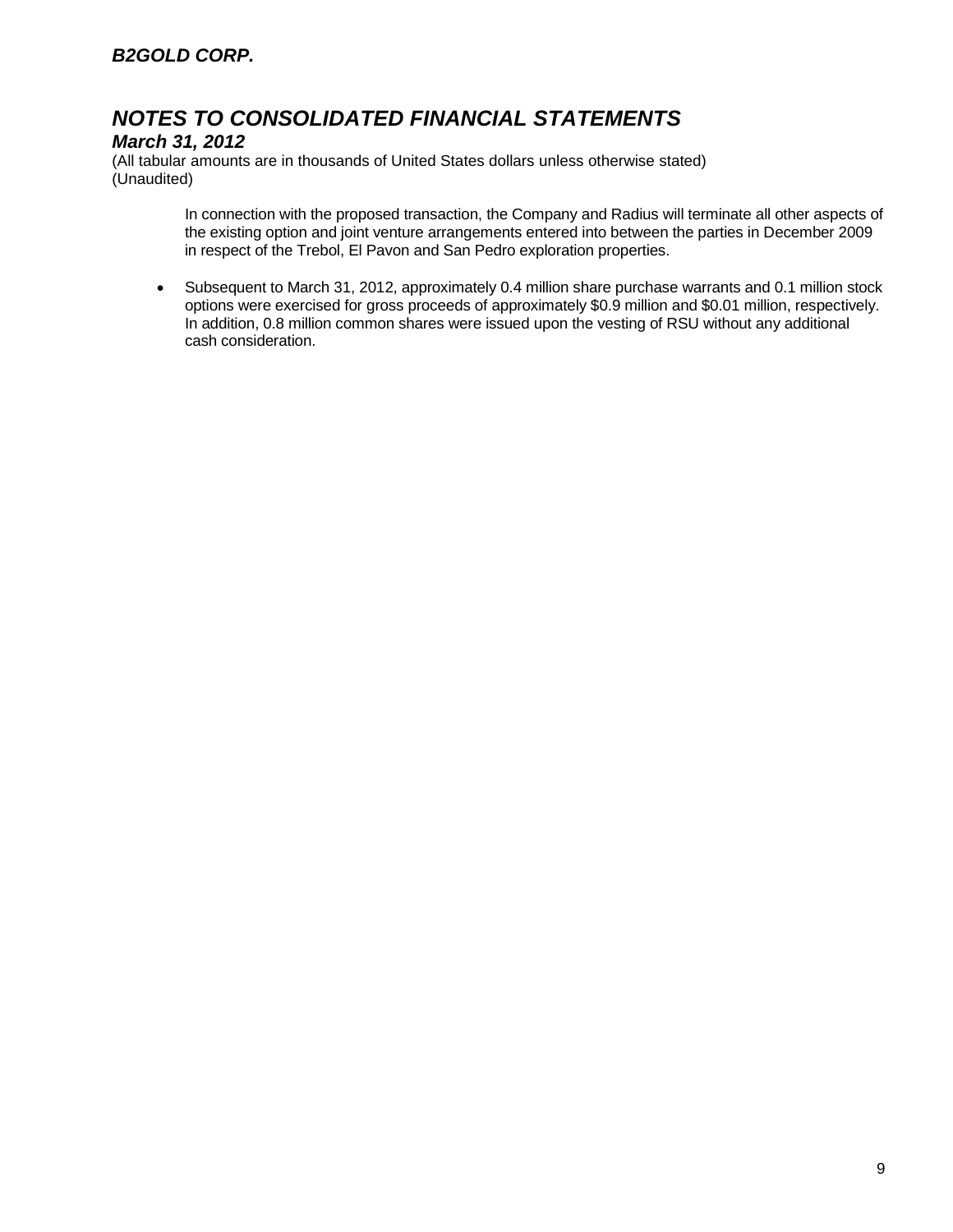In connection with the proposed transaction, the Company and Radius will terminate all other aspects of the existing option and joint venture arrangements entered into between the parties in December 2009 in respect of the Trebol, El Pavon and San Pedro exploration properties.

- Subsequent to March 31, 2012, approximately 0.4 million share purchase warrants and 0.1 million stock options were exercised for gross proceeds of approximately $0.9 million and $0.01 million, respectively. In addition, 0.8 million common shares were issued upon the vesting of RSU without any additional cash consideration.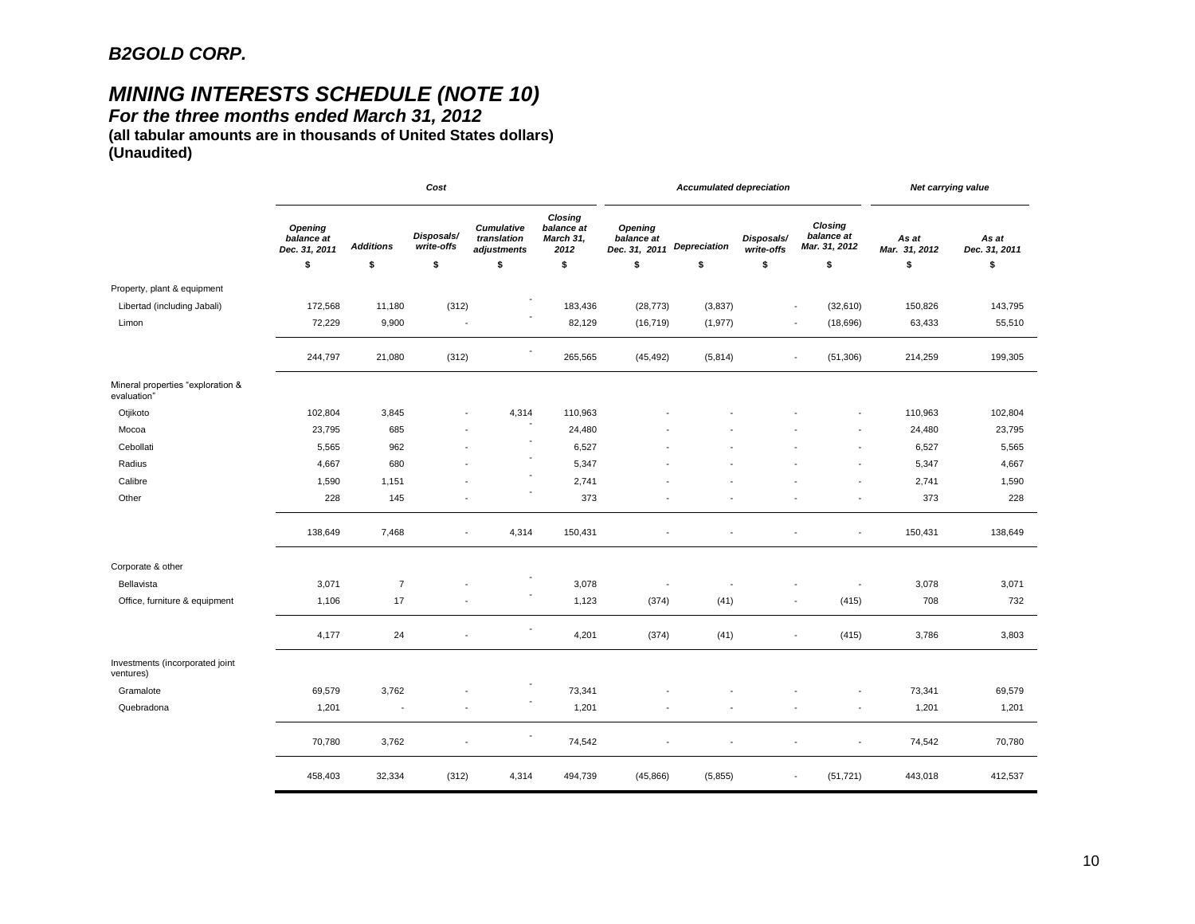**B2GOLD CORP.**

## *MINING INTERESTS SCHEDULE (NOTE 10)*

***For the three months ended March 31, 2012***

**(all tabular amounts are in thousands of United States dollars)**

**(Unaudited)**

| | *Cost* | | | | | *Accumulated depreciation* | | | | *Net carrying value* | |
|---|---|---|---|---|---|---|---|---|---|---|---|
| | *Opening balance at Dec. 31, 2011* | *Additions* | *Disposals/ write-offs* | *Cumulative translation adjustments* | *Closing balance at March 31, 2012* | *Opening balance at Dec. 31, 2011* | *Depreciation* | *Disposals/ write-offs* | *Closing balance at Mar. 31, 2012* | *As at Mar. 31, 2012* | *As at Dec. 31, 2011* |
| | $ | $ | $ | $ | $ | $ | $ | $ | $ | $ | $ |
| Property, plant & equipment | | | | | | | | | | | |
| Libertad (including Jabali) | 172,568 | 11,180 | (312) | - | 183,436 | (28,773) | (3,837) | - | (32,610) | 150,826 | 143,795 |
| Limon | 72,229 | 9,900 | - | - | 82,129 | (16,719) | (1,977) | - | (18,696) | 63,433 | 55,510 |
| | 244,797 | 21,080 | (312) | - | 265,565 | (45,492) | (5,814) | - | (51,306) | 214,259 | 199,305 |
| Mineral properties "exploration & evaluation" | | | | | | | | | | | |
| Otjikoto | 102,804 | 3,845 | - | 4,314 | 110,963 | - | - | - | - | 110,963 | 102,804 |
| Mocoa | 23,795 | 685 | - | - | 24,480 | - | - | - | - | 24,480 | 23,795 |
| Cebollati | 5,565 | 962 | - | - | 6,527 | - | - | - | - | 6,527 | 5,565 |
| Radius | 4,667 | 680 | - | - | 5,347 | - | - | - | - | 5,347 | 4,667 |
| Calibre | 1,590 | 1,151 | - | - | 2,741 | - | - | - | - | 2,741 | 1,590 |
| Other | 228 | 145 | - | - | 373 | - | - | - | - | 373 | 228 |
| | 138,649 | 7,468 | - | 4,314 | 150,431 | - | - | - | - | 150,431 | 138,649 |
| Corporate & other | | | | | | | | | | | |
| Bellavista | 3,071 | 7 | - | - | 3,078 | - | - | - | - | 3,078 | 3,071 |
| Office, furniture & equipment | 1,106 | 17 | - | - | 1,123 | (374) | (41) | - | (415) | 708 | 732 |
| | 4,177 | 24 | - | - | 4,201 | (374) | (41) | - | (415) | 3,786 | 3,803 |
| Investments (incorporated joint ventures) | | | | | | | | | | | |
| Gramalote | 69,579 | 3,762 | - | - | 73,341 | - | - | - | - | 73,341 | 69,579 |
| Quebradona | 1,201 | - | - | - | 1,201 | - | - | - | - | 1,201 | 1,201 |
| | 70,780 | 3,762 | - | - | 74,542 | - | - | - | - | 74,542 | 70,780 |
| | 458,403 | 32,334 | (312) | 4,314 | 494,739 | (45,866) | (5,855) | - | (51,721) | 443,018 | 412,537 |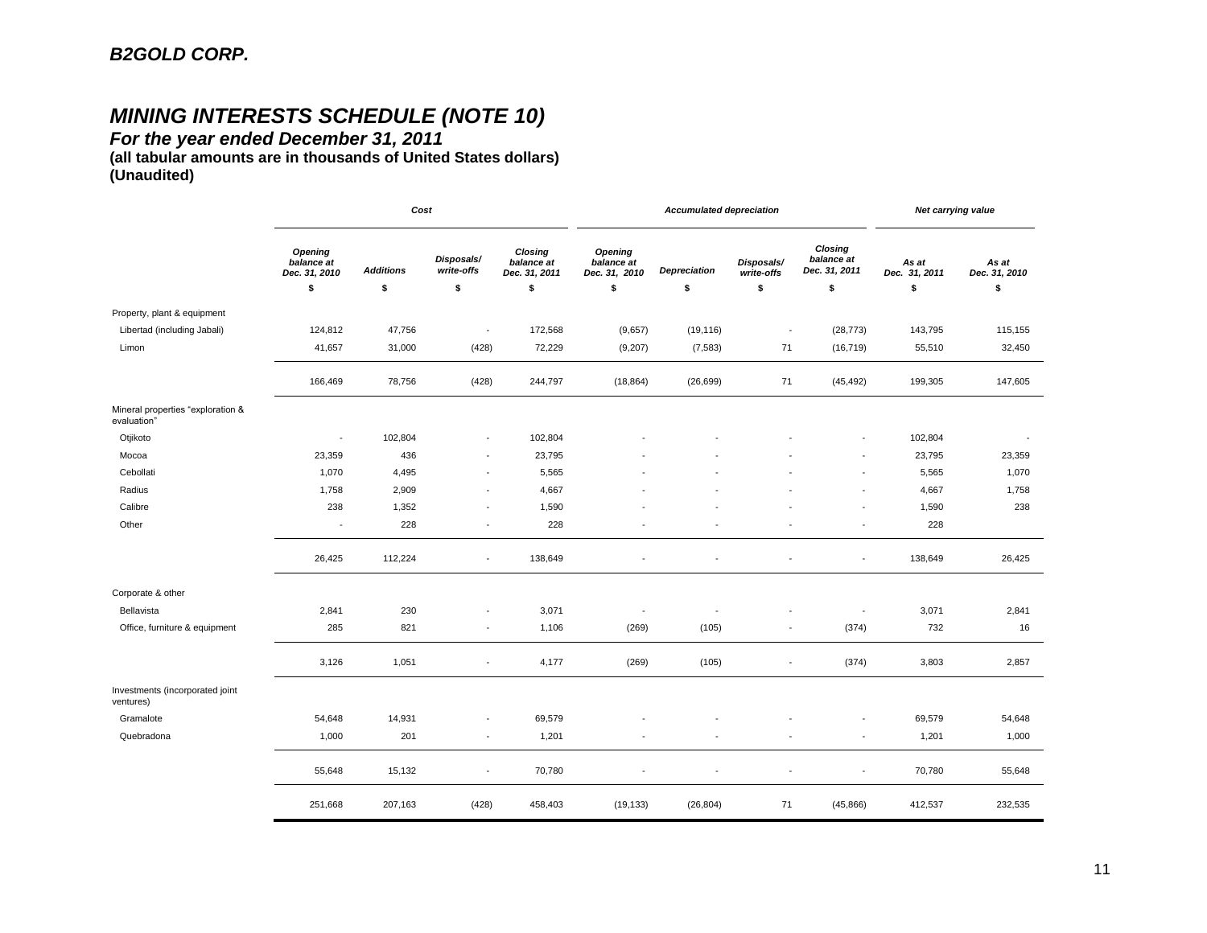# B2GOLD CORP.

## MINING INTERESTS SCHEDULE (NOTE 10)

### For the year ended December 31, 2011

**(all tabular amounts are in thousands of United States dollars)**
**(Unaudited)**

| | *Cost* | | | | *Accumulated depreciation* | | | | *Net carrying value* | |
|---|---|---|---|---|---|---|---|---|---|---|
| | *Opening balance at Dec. 31, 2010* | *Additions* | *Disposals/ write-offs* | *Closing balance at Dec. 31, 2011* | *Opening balance at Dec. 31, 2010* | *Depreciation* | *Disposals/ write-offs* | *Closing balance at Dec. 31, 2011* | *As at Dec. 31, 2011* | *As at Dec. 31, 2010* |
| | $ | $ | $ | $ | $ | $ | $ | $ | $ | $ |
| Property, plant & equipment | | | | | | | | | | |
| Libertad (including Jabali) | 124,812 | 47,756 | - | 172,568 | (9,657) | (19,116) | - | (28,773) | 143,795 | 115,155 |
| Limon | 41,657 | 31,000 | (428) | 72,229 | (9,207) | (7,583) | 71 | (16,719) | 55,510 | 32,450 |
| | 166,469 | 78,756 | (428) | 244,797 | (18,864) | (26,699) | 71 | (45,492) | 199,305 | 147,605 |
| Mineral properties "exploration & evaluation" | | | | | | | | | | |
| Otjikoto | - | 102,804 | - | 102,804 | - | - | - | - | 102,804 | - |
| Mocoa | 23,359 | 436 | - | 23,795 | - | - | - | - | 23,795 | 23,359 |
| Cebollati | 1,070 | 4,495 | - | 5,565 | - | - | - | - | 5,565 | 1,070 |
| Radius | 1,758 | 2,909 | - | 4,667 | - | - | - | - | 4,667 | 1,758 |
| Calibre | 238 | 1,352 | - | 1,590 | - | - | - | - | 1,590 | 238 |
| Other | - | 228 | - | 228 | - | - | - | - | 228 | |
| | 26,425 | 112,224 | - | 138,649 | - | - | - | - | 138,649 | 26,425 |
| Corporate & other | | | | | | | | | | |
| Bellavista | 2,841 | 230 | - | 3,071 | - | - | - | - | 3,071 | 2,841 |
| Office, furniture & equipment | 285 | 821 | - | 1,106 | (269) | (105) | - | (374) | 732 | 16 |
| | 3,126 | 1,051 | - | 4,177 | (269) | (105) | - | (374) | 3,803 | 2,857 |
| Investments (incorporated joint ventures) | | | | | | | | | | |
| Gramalote | 54,648 | 14,931 | - | 69,579 | - | - | - | - | 69,579 | 54,648 |
| Quebradona | 1,000 | 201 | - | 1,201 | - | - | - | - | 1,201 | 1,000 |
| | 55,648 | 15,132 | - | 70,780 | - | - | - | - | 70,780 | 55,648 |
| | 251,668 | 207,163 | (428) | 458,403 | (19,133) | (26,804) | 71 | (45,866) | 412,537 | 232,535 |